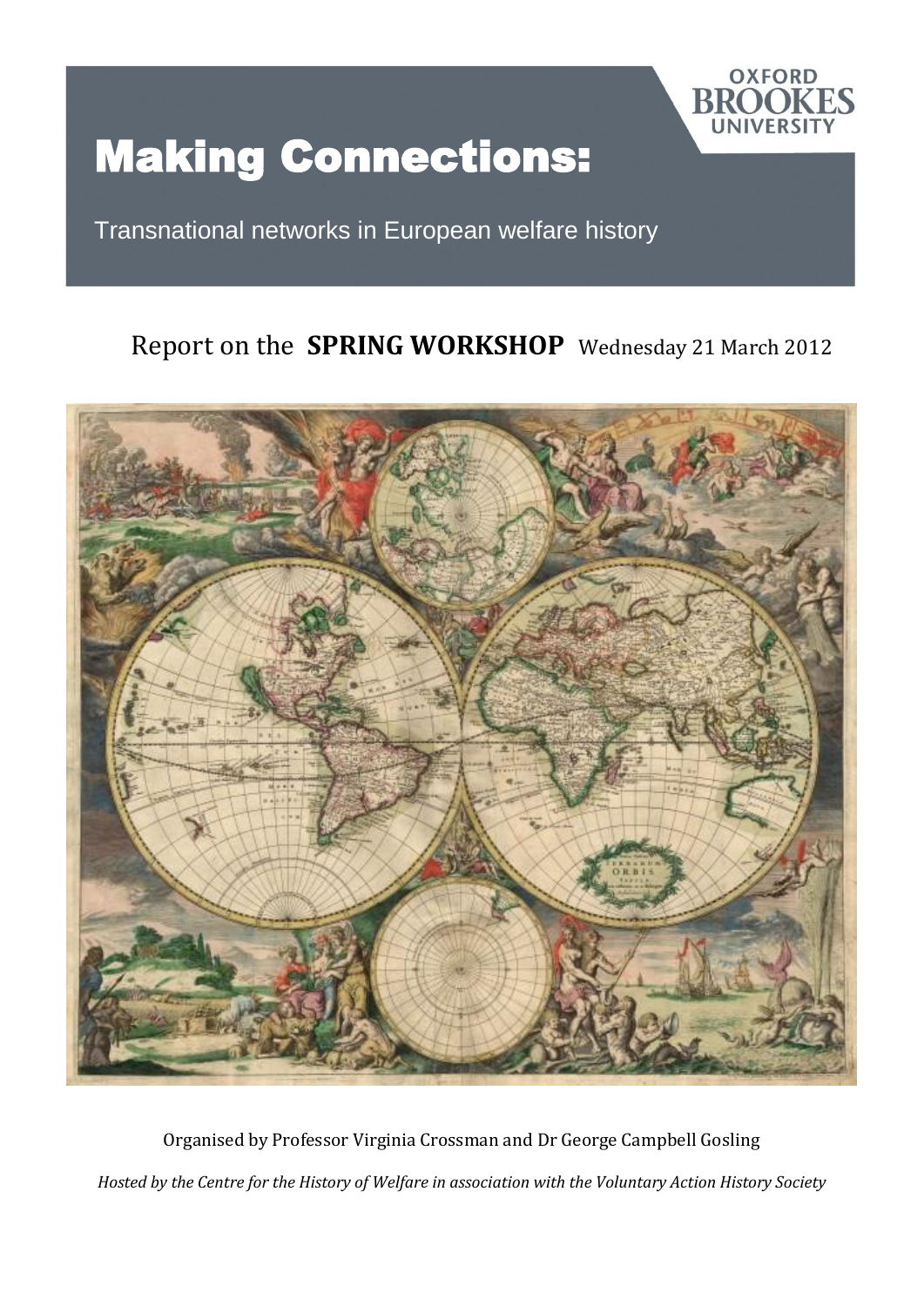OXFORD BROOKES UNIVERSITY

# Making Connections:

## Transnational networks in European welfare history

Report on the **SPRING WORKSHOP** Wednesday 21 March 2012

Organised by Professor Virginia Crossman and Dr George Campbell Gosling

*Hosted by the Centre for the History of Welfare in association with the Voluntary Action History Society*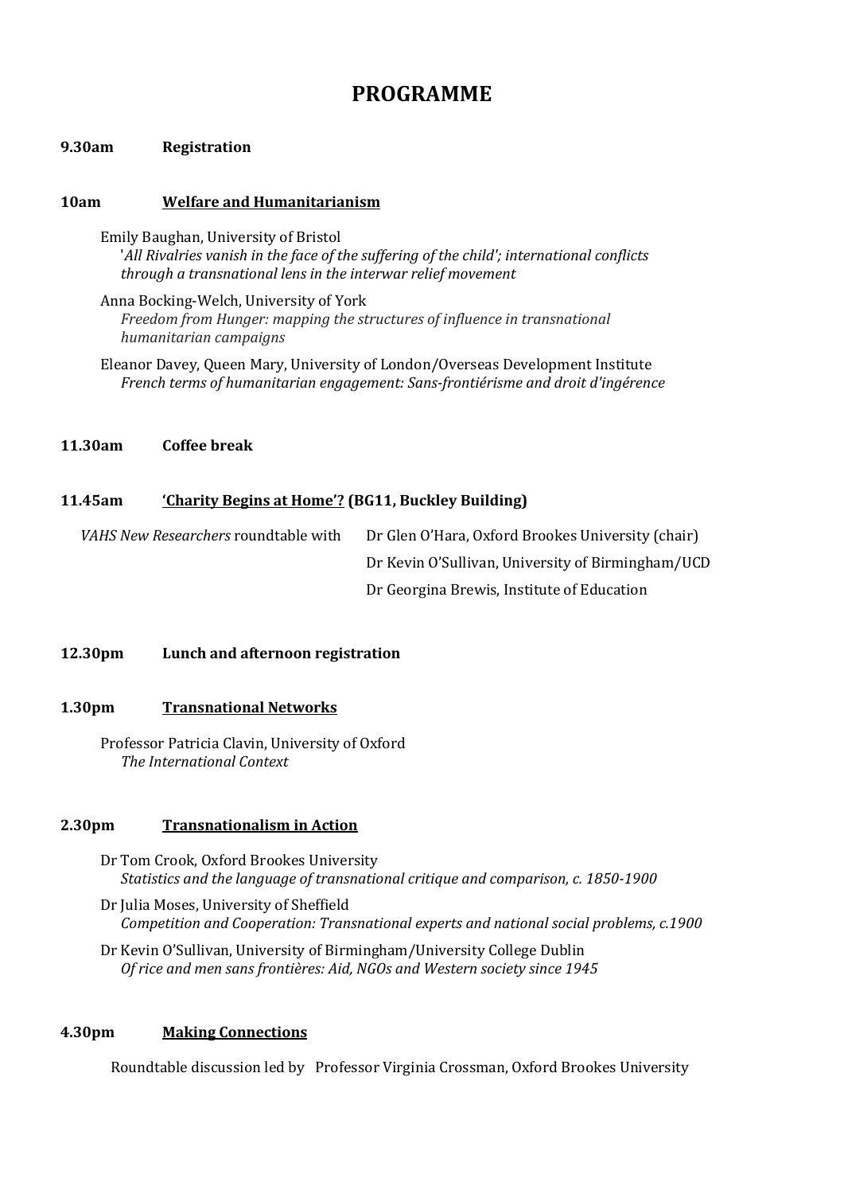# PROGRAMME

**9.30am Registration**

**10am <u>Welfare and Humanitarianism</u>**

Emily Baughan, University of Bristol
*'All Rivalries vanish in the face of the suffering of the child'; international conflicts through a transnational lens in the interwar relief movement*

Anna Bocking-Welch, University of York
*Freedom from Hunger: mapping the structures of influence in transnational humanitarian campaigns*

Eleanor Davey, Queen Mary, University of London/Overseas Development Institute
*French terms of humanitarian engagement: Sans-frontiérisme and droit d'ingérence*

**11.30am Coffee break**

**11.45am <u>'Charity Begins at Home'?</u> (BG11, Buckley Building)**

*VAHS New Researchers* roundtable with
Dr Glen O'Hara, Oxford Brookes University (chair)
Dr Kevin O'Sullivan, University of Birmingham/UCD
Dr Georgina Brewis, Institute of Education

**12.30pm Lunch and afternoon registration**

**1.30pm <u>Transnational Networks</u>**

Professor Patricia Clavin, University of Oxford
*The International Context*

**2.30pm <u>Transnationalism in Action</u>**

Dr Tom Crook, Oxford Brookes University
*Statistics and the language of transnational critique and comparison, c. 1850-1900*

Dr Julia Moses, University of Sheffield
*Competition and Cooperation: Transnational experts and national social problems, c.1900*

Dr Kevin O'Sullivan, University of Birmingham/University College Dublin
*Of rice and men sans frontières: Aid, NGOs and Western society since 1945*

**4.30pm <u>Making Connections</u>**

Roundtable discussion led by Professor Virginia Crossman, Oxford Brookes University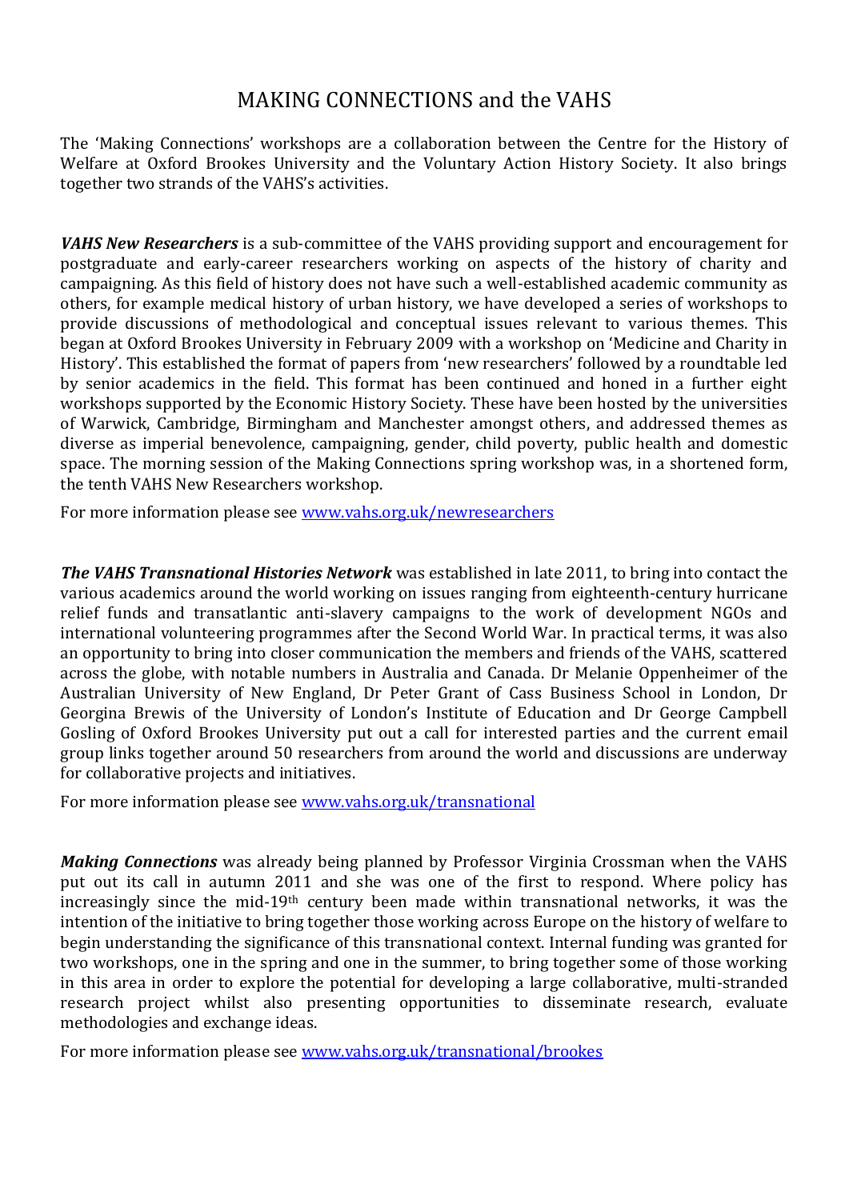# MAKING CONNECTIONS and the VAHS

The 'Making Connections' workshops are a collaboration between the Centre for the History of Welfare at Oxford Brookes University and the Voluntary Action History Society. It also brings together two strands of the VAHS's activities.

***VAHS New Researchers*** is a sub-committee of the VAHS providing support and encouragement for postgraduate and early-career researchers working on aspects of the history of charity and campaigning. As this field of history does not have such a well-established academic community as others, for example medical history of urban history, we have developed a series of workshops to provide discussions of methodological and conceptual issues relevant to various themes. This began at Oxford Brookes University in February 2009 with a workshop on 'Medicine and Charity in History'. This established the format of papers from 'new researchers' followed by a roundtable led by senior academics in the field. This format has been continued and honed in a further eight workshops supported by the Economic History Society. These have been hosted by the universities of Warwick, Cambridge, Birmingham and Manchester amongst others, and addressed themes as diverse as imperial benevolence, campaigning, gender, child poverty, public health and domestic space. The morning session of the Making Connections spring workshop was, in a shortened form, the tenth VAHS New Researchers workshop.

For more information please see [www.vahs.org.uk/newresearchers](www.vahs.org.uk/newresearchers)

***The VAHS Transnational Histories Network*** was established in late 2011, to bring into contact the various academics around the world working on issues ranging from eighteenth-century hurricane relief funds and transatlantic anti-slavery campaigns to the work of development NGOs and international volunteering programmes after the Second World War. In practical terms, it was also an opportunity to bring into closer communication the members and friends of the VAHS, scattered across the globe, with notable numbers in Australia and Canada. Dr Melanie Oppenheimer of the Australian University of New England, Dr Peter Grant of Cass Business School in London, Dr Georgina Brewis of the University of London's Institute of Education and Dr George Campbell Gosling of Oxford Brookes University put out a call for interested parties and the current email group links together around 50 researchers from around the world and discussions are underway for collaborative projects and initiatives.

For more information please see [www.vahs.org.uk/transnational](www.vahs.org.uk/transnational)

***Making Connections*** was already being planned by Professor Virginia Crossman when the VAHS put out its call in autumn 2011 and she was one of the first to respond. Where policy has increasingly since the mid-19th century been made within transnational networks, it was the intention of the initiative to bring together those working across Europe on the history of welfare to begin understanding the significance of this transnational context. Internal funding was granted for two workshops, one in the spring and one in the summer, to bring together some of those working in this area in order to explore the potential for developing a large collaborative, multi-stranded research project whilst also presenting opportunities to disseminate research, evaluate methodologies and exchange ideas.

For more information please see [www.vahs.org.uk/transnational/brookes](www.vahs.org.uk/transnational/brookes)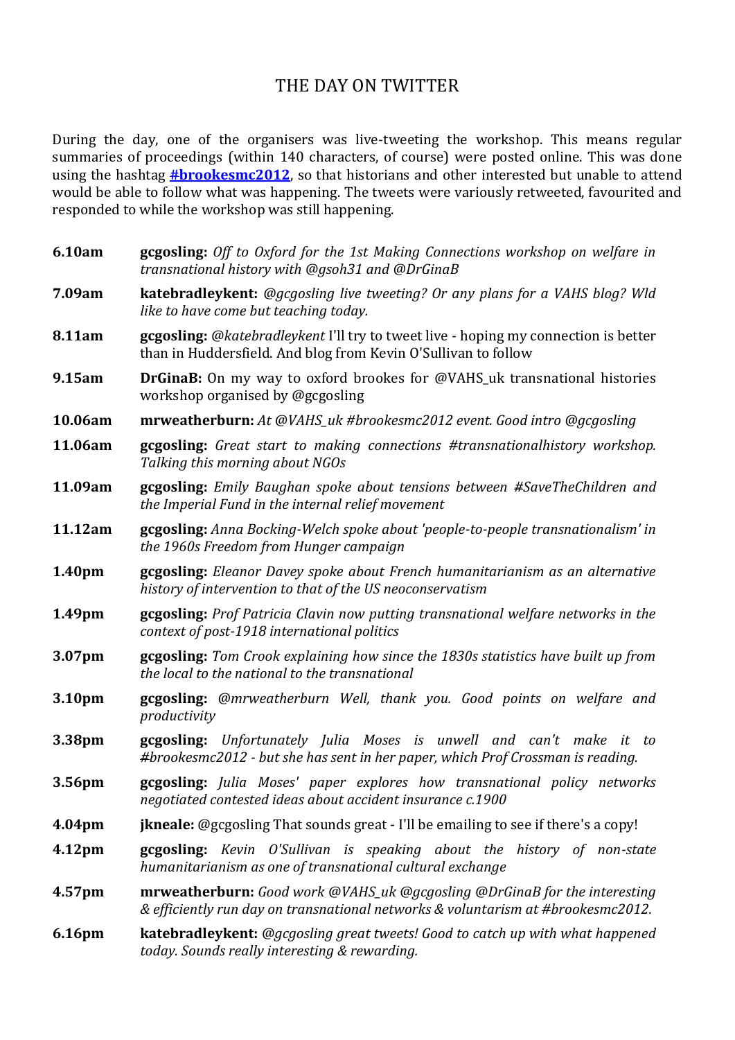## THE DAY ON TWITTER

During the day, one of the organisers was live-tweeting the workshop. This means regular summaries of proceedings (within 140 characters, of course) were posted online. This was done using the hashtag **#brookesmc2012**, so that historians and other interested but unable to attend would be able to follow what was happening. The tweets were variously retweeted, favourited and responded to while the workshop was still happening.

| | |
|---|---|
| **6.10am** | **gcgosling:** *Off to Oxford for the 1st Making Connections workshop on welfare in transnational history with @gsoh31 and @DrGinaB* |
| **7.09am** | **katebradleykent:** *@gcgosling live tweeting? Or any plans for a VAHS blog? Wld like to have come but teaching today.* |
| **8.11am** | **gcgosling:** *@katebradleykent* I'll try to tweet live - hoping my connection is better than in Huddersfield. And blog from Kevin O'Sullivan to follow |
| **9.15am** | **DrGinaB:** On my way to oxford brookes for @VAHS_uk transnational histories workshop organised by @gcgosling |
| **10.06am** | **mrweatherburn:** *At @VAHS_uk #brookesmc2012 event. Good intro @gcgosling* |
| **11.06am** | **gcgosling:** *Great start to making connections #transnationalhistory workshop. Talking this morning about NGOs* |
| **11.09am** | **gcgosling:** *Emily Baughan spoke about tensions between #SaveTheChildren and the Imperial Fund in the internal relief movement* |
| **11.12am** | **gcgosling:** *Anna Bocking-Welch spoke about 'people-to-people transnationalism' in the 1960s Freedom from Hunger campaign* |
| **1.40pm** | **gcgosling:** *Eleanor Davey spoke about French humanitarianism as an alternative history of intervention to that of the US neoconservatism* |
| **1.49pm** | **gcgosling:** *Prof Patricia Clavin now putting transnational welfare networks in the context of post-1918 international politics* |
| **3.07pm** | **gcgosling:** *Tom Crook explaining how since the 1830s statistics have built up from the local to the national to the transnational* |
| **3.10pm** | **gcgosling:** *@mrweatherburn Well, thank you. Good points on welfare and productivity* |
| **3.38pm** | **gcgosling:** *Unfortunately Julia Moses is unwell and can't make it to #brookesmc2012 - but she has sent in her paper, which Prof Crossman is reading.* |
| **3.56pm** | **gcgosling:** *Julia Moses' paper explores how transnational policy networks negotiated contested ideas about accident insurance c.1900* |
| **4.04pm** | **jkneale:** @gcgosling That sounds great - I'll be emailing to see if there's a copy! |
| **4.12pm** | **gcgosling:** *Kevin O'Sullivan is speaking about the history of non-state humanitarianism as one of transnational cultural exchange* |
| **4.57pm** | **mrweatherburn:** *Good work @VAHS_uk @gcgosling @DrGinaB for the interesting & efficiently run day on transnational networks & voluntarism at #brookesmc2012.* |
| **6.16pm** | **katebradleykent:** *@gcgosling great tweets! Good to catch up with what happened today. Sounds really interesting & rewarding.* |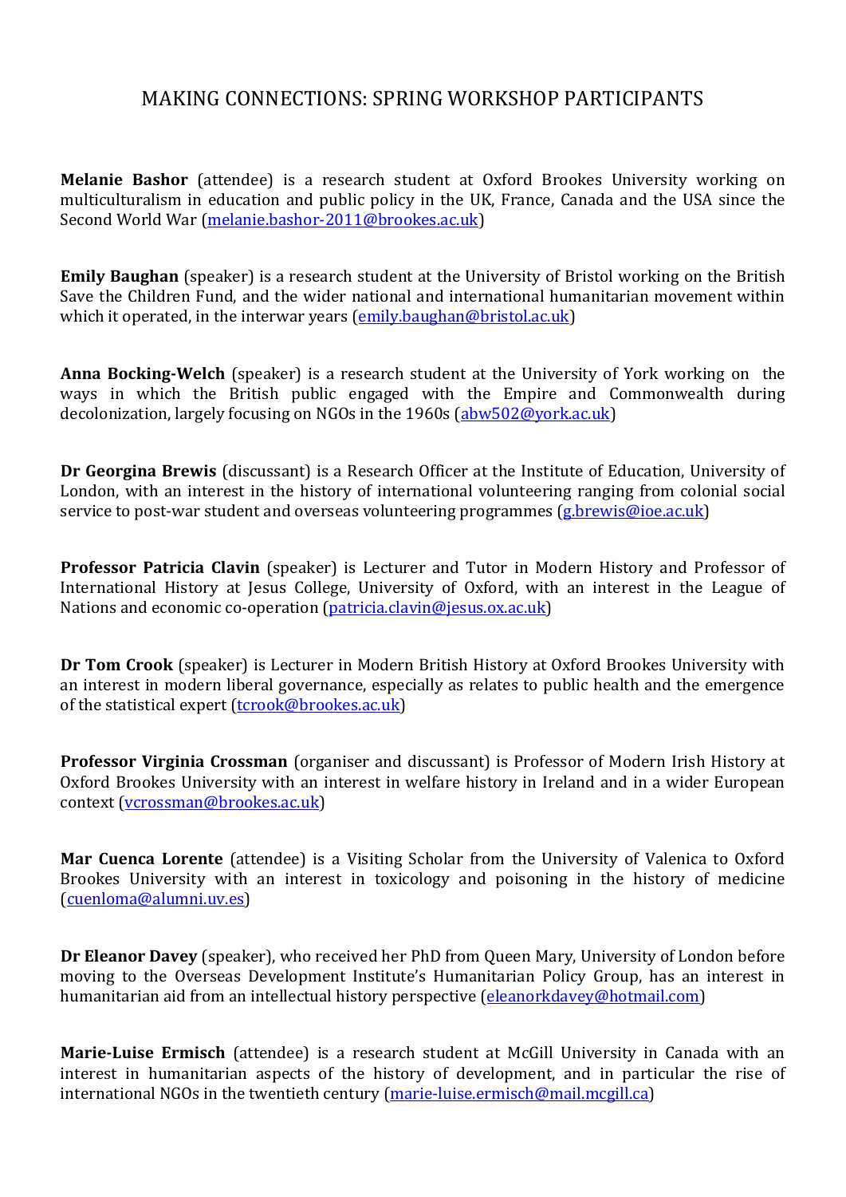# MAKING CONNECTIONS: SPRING WORKSHOP PARTICIPANTS

**Melanie Bashor** (attendee) is a research student at Oxford Brookes University working on multiculturalism in education and public policy in the UK, France, Canada and the USA since the Second World War (melanie.bashor-2011@brookes.ac.uk)

**Emily Baughan** (speaker) is a research student at the University of Bristol working on the British Save the Children Fund, and the wider national and international humanitarian movement within which it operated, in the interwar years (emily.baughan@bristol.ac.uk)

**Anna Bocking-Welch** (speaker) is a research student at the University of York working on the ways in which the British public engaged with the Empire and Commonwealth during decolonization, largely focusing on NGOs in the 1960s (abw502@york.ac.uk)

**Dr Georgina Brewis** (discussant) is a Research Officer at the Institute of Education, University of London, with an interest in the history of international volunteering ranging from colonial social service to post-war student and overseas volunteering programmes (g.brewis@ioe.ac.uk)

**Professor Patricia Clavin** (speaker) is Lecturer and Tutor in Modern History and Professor of International History at Jesus College, University of Oxford, with an interest in the League of Nations and economic co-operation (patricia.clavin@jesus.ox.ac.uk)

**Dr Tom Crook** (speaker) is Lecturer in Modern British History at Oxford Brookes University with an interest in modern liberal governance, especially as relates to public health and the emergence of the statistical expert (tcrook@brookes.ac.uk)

**Professor Virginia Crossman** (organiser and discussant) is Professor of Modern Irish History at Oxford Brookes University with an interest in welfare history in Ireland and in a wider European context (vcrossman@brookes.ac.uk)

**Mar Cuenca Lorente** (attendee) is a Visiting Scholar from the University of Valenica to Oxford Brookes University with an interest in toxicology and poisoning in the history of medicine (cuenloma@alumni.uv.es)

**Dr Eleanor Davey** (speaker), who received her PhD from Queen Mary, University of London before moving to the Overseas Development Institute's Humanitarian Policy Group, has an interest in humanitarian aid from an intellectual history perspective (eleanorkdavey@hotmail.com)

**Marie-Luise Ermisch** (attendee) is a research student at McGill University in Canada with an interest in humanitarian aspects of the history of development, and in particular the rise of international NGOs in the twentieth century (marie-luise.ermisch@mail.mcgill.ca)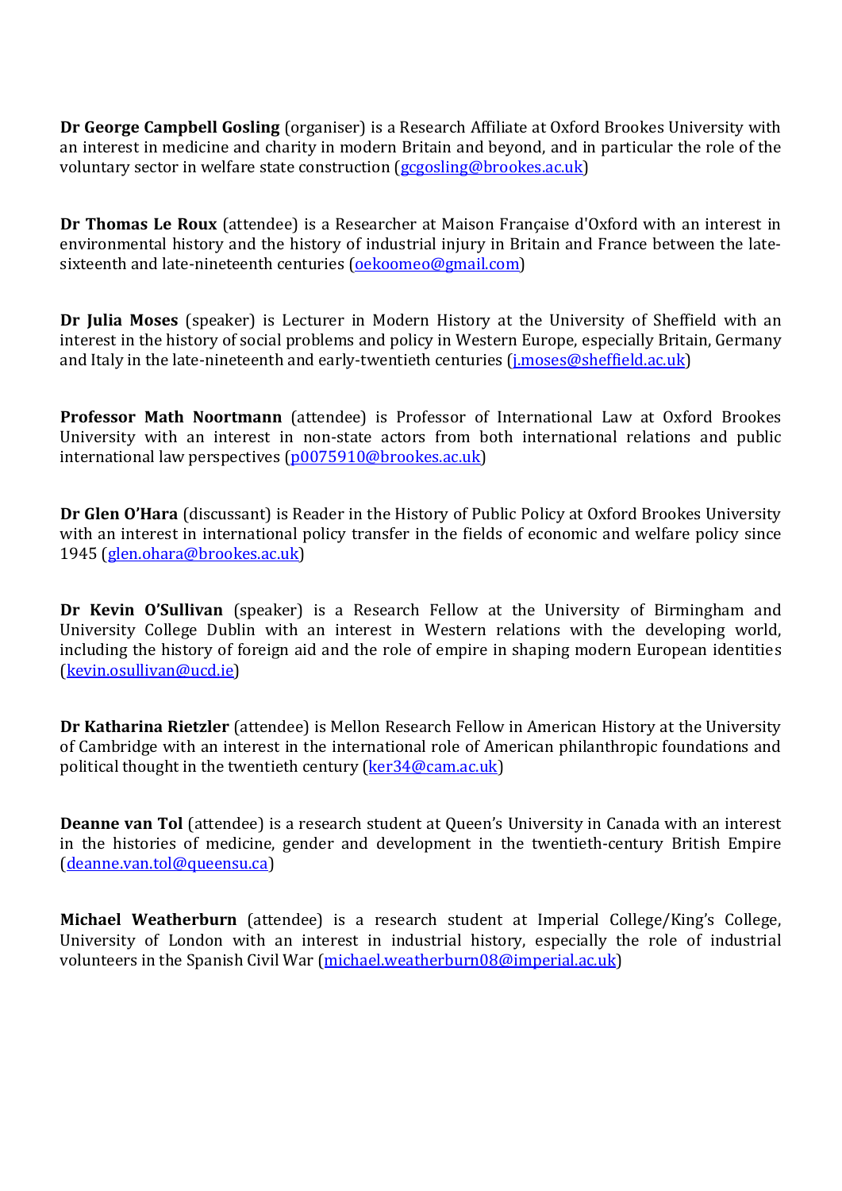**Dr George Campbell Gosling** (organiser) is a Research Affiliate at Oxford Brookes University with an interest in medicine and charity in modern Britain and beyond, and in particular the role of the voluntary sector in welfare state construction (gcgosling@brookes.ac.uk)

**Dr Thomas Le Roux** (attendee) is a Researcher at Maison Française d'Oxford with an interest in environmental history and the history of industrial injury in Britain and France between the late-sixteenth and late-nineteenth centuries (oekoomeo@gmail.com)

**Dr Julia Moses** (speaker) is Lecturer in Modern History at the University of Sheffield with an interest in the history of social problems and policy in Western Europe, especially Britain, Germany and Italy in the late-nineteenth and early-twentieth centuries (j.moses@sheffield.ac.uk)

**Professor Math Noortmann** (attendee) is Professor of International Law at Oxford Brookes University with an interest in non-state actors from both international relations and public international law perspectives (p0075910@brookes.ac.uk)

**Dr Glen O'Hara** (discussant) is Reader in the History of Public Policy at Oxford Brookes University with an interest in international policy transfer in the fields of economic and welfare policy since 1945 (glen.ohara@brookes.ac.uk)

**Dr Kevin O'Sullivan** (speaker) is a Research Fellow at the University of Birmingham and University College Dublin with an interest in Western relations with the developing world, including the history of foreign aid and the role of empire in shaping modern European identities (kevin.osullivan@ucd.ie)

**Dr Katharina Rietzler** (attendee) is Mellon Research Fellow in American History at the University of Cambridge with an interest in the international role of American philanthropic foundations and political thought in the twentieth century (ker34@cam.ac.uk)

**Deanne van Tol** (attendee) is a research student at Queen's University in Canada with an interest in the histories of medicine, gender and development in the twentieth-century British Empire (deanne.van.tol@queensu.ca)

**Michael Weatherburn** (attendee) is a research student at Imperial College/King's College, University of London with an interest in industrial history, especially the role of industrial volunteers in the Spanish Civil War (michael.weatherburn08@imperial.ac.uk)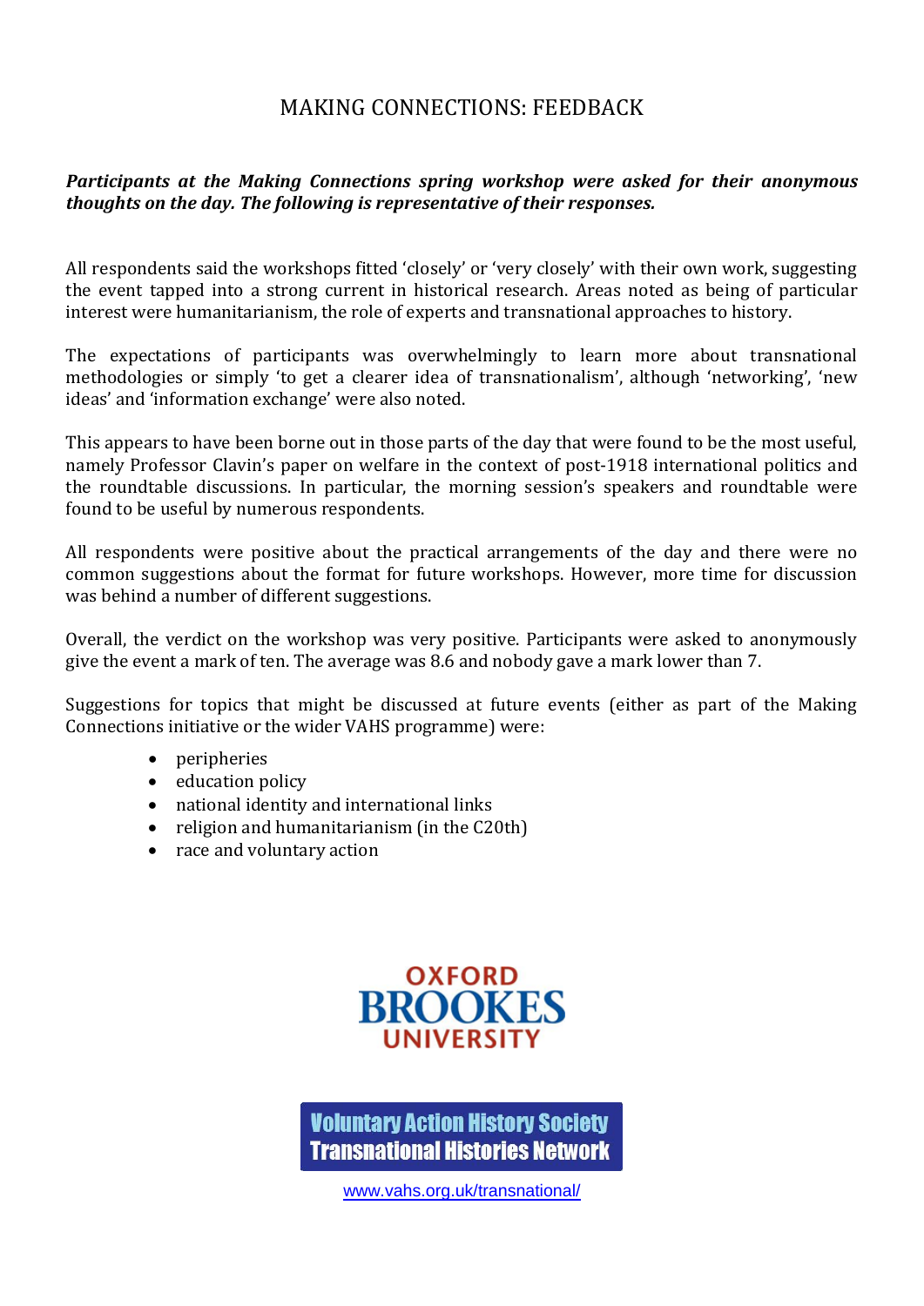# MAKING CONNECTIONS: FEEDBACK

***Participants at the Making Connections spring workshop were asked for their anonymous thoughts on the day. The following is representative of their responses.***

All respondents said the workshops fitted 'closely' or 'very closely' with their own work, suggesting the event tapped into a strong current in historical research. Areas noted as being of particular interest were humanitarianism, the role of experts and transnational approaches to history.

The expectations of participants was overwhelmingly to learn more about transnational methodologies or simply 'to get a clearer idea of transnationalism', although 'networking', 'new ideas' and 'information exchange' were also noted.

This appears to have been borne out in those parts of the day that were found to be the most useful, namely Professor Clavin's paper on welfare in the context of post-1918 international politics and the roundtable discussions. In particular, the morning session's speakers and roundtable were found to be useful by numerous respondents.

All respondents were positive about the practical arrangements of the day and there were no common suggestions about the format for future workshops. However, more time for discussion was behind a number of different suggestions.

Overall, the verdict on the workshop was very positive. Participants were asked to anonymously give the event a mark of ten. The average was 8.6 and nobody gave a mark lower than 7.

Suggestions for topics that might be discussed at future events (either as part of the Making Connections initiative or the wider VAHS programme) were:

- peripheries
- education policy
- national identity and international links
- religion and humanitarianism (in the C20th)
- race and voluntary action

OXFORD BROOKES UNIVERSITY

Voluntary Action History Society
Transnational Histories Network

www.vahs.org.uk/transnational/